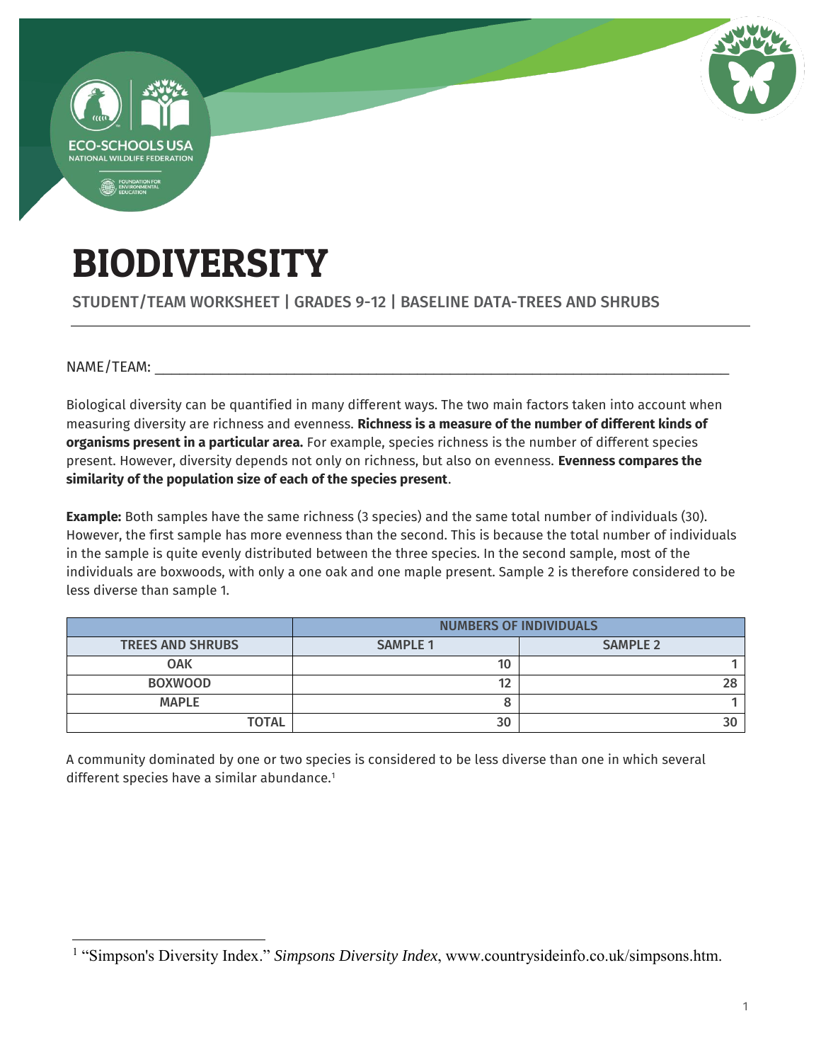ECO-SCHOOLS USA
NATIONAL WILDLIFE FEDERATION

FOUNDATION FOR ENVIRONMENTAL EDUCATION

# BIODIVERSITY

STUDENT/TEAM WORKSHEET | GRADES 9-12 | BASELINE DATA-TREES AND SHRUBS

---

NAME/TEAM: ______________________________________________________________________________

Biological diversity can be quantified in many different ways. The two main factors taken into account when measuring diversity are richness and evenness. **Richness is a measure of the number of different kinds of organisms present in a particular area.** For example, species richness is the number of different species present. However, diversity depends not only on richness, but also on evenness. **Evenness compares the similarity of the population size of each of the species present**.

**Example:** Both samples have the same richness (3 species) and the same total number of individuals (30). However, the first sample has more evenness than the second. This is because the total number of individuals in the sample is quite evenly distributed between the three species. In the second sample, most of the individuals are boxwoods, with only a one oak and one maple present. Sample 2 is therefore considered to be less diverse than sample 1.

| | NUMBERS OF INDIVIDUALS | |
|---|---|---|
| TREES AND SHRUBS | SAMPLE 1 | SAMPLE 2 |
| OAK | 10 | 1 |
| BOXWOOD | 12 | 28 |
| MAPLE | 8 | 1 |
| TOTAL | 30 | 30 |

A community dominated by one or two species is considered to be less diverse than one in which several different species have a similar abundance.[1]

[1] "Simpson's Diversity Index." *Simpsons Diversity Index*, www.countrysideinfo.co.uk/simpsons.htm.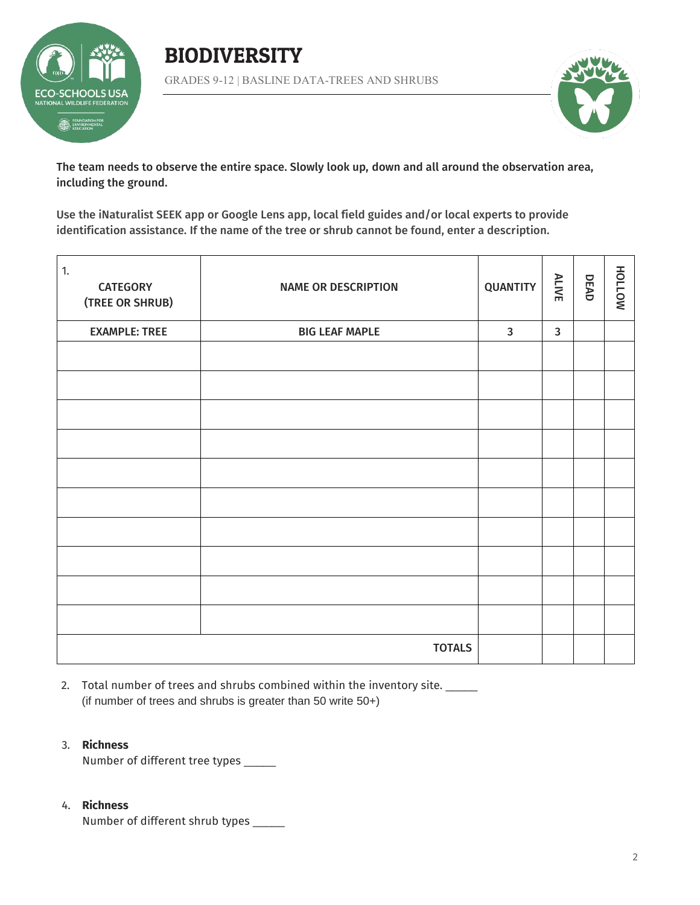# BIODIVERSITY

GRADES 9-12 | BASLINE DATA-TREES AND SHRUBS

**The team needs to observe the entire space. Slowly look up, down and all around the observation area, including the ground.**

**Use the iNaturalist SEEK app or Google Lens app, local field guides and/or local experts to provide identification assistance. If the name of the tree or shrub cannot be found, enter a description.**

| 1. CATEGORY (TREE OR SHRUB) | NAME OR DESCRIPTION | QUANTITY | ALIVE | DEAD | HOLLOW |
|---|---|---|---|---|---|
| EXAMPLE: TREE | BIG LEAF MAPLE | 3 | 3 | | |
| | | | | | |
| | | | | | |
| | | | | | |
| | | | | | |
| | | | | | |
| | | | | | |
| | | | | | |
| | | | | | |
| | | | | | |
| | | | | | |
| | TOTALS | | | | |

2. Total number of trees and shrubs combined within the inventory site. _____
   (if number of trees and shrubs is greater than 50 write 50+)

3. **Richness**
   Number of different tree types _____

4. **Richness**
   Number of different shrub types _____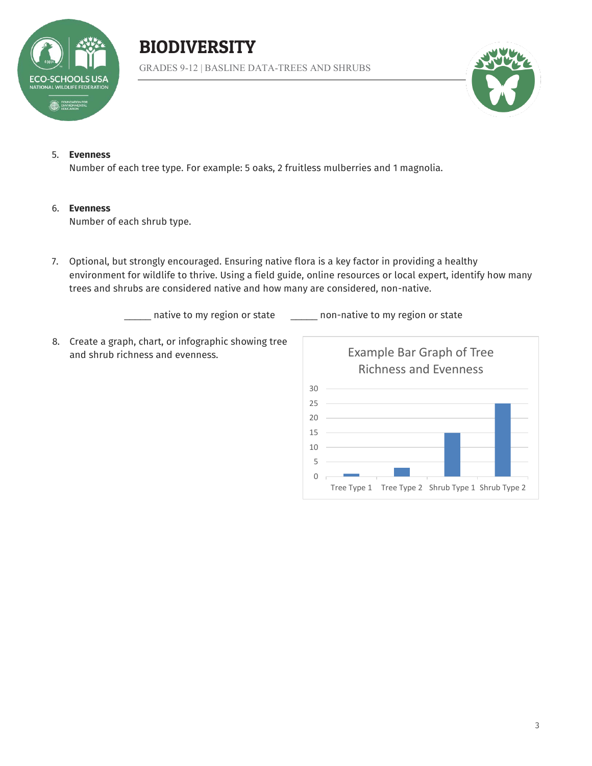5. **Evenness**
   Number of each tree type. For example: 5 oaks, 2 fruitless mulberries and 1 magnolia.

6. **Evenness**
   Number of each shrub type.

7. Optional, but strongly encouraged. Ensuring native flora is a key factor in providing a healthy environment for wildlife to thrive. Using a field guide, online resources or local expert, identify how many trees and shrubs are considered native and how many are considered, non-native.

   _____ native to my region or state     _____ non-native to my region or state

8. Create a graph, chart, or infographic showing tree and shrub richness and evenness.

Example Bar Graph of Tree Richness and Evenness

30
25
20
15
10
5
0

Tree Type 1
Tree Type 2
Shrub Type 1
Shrub Type 2